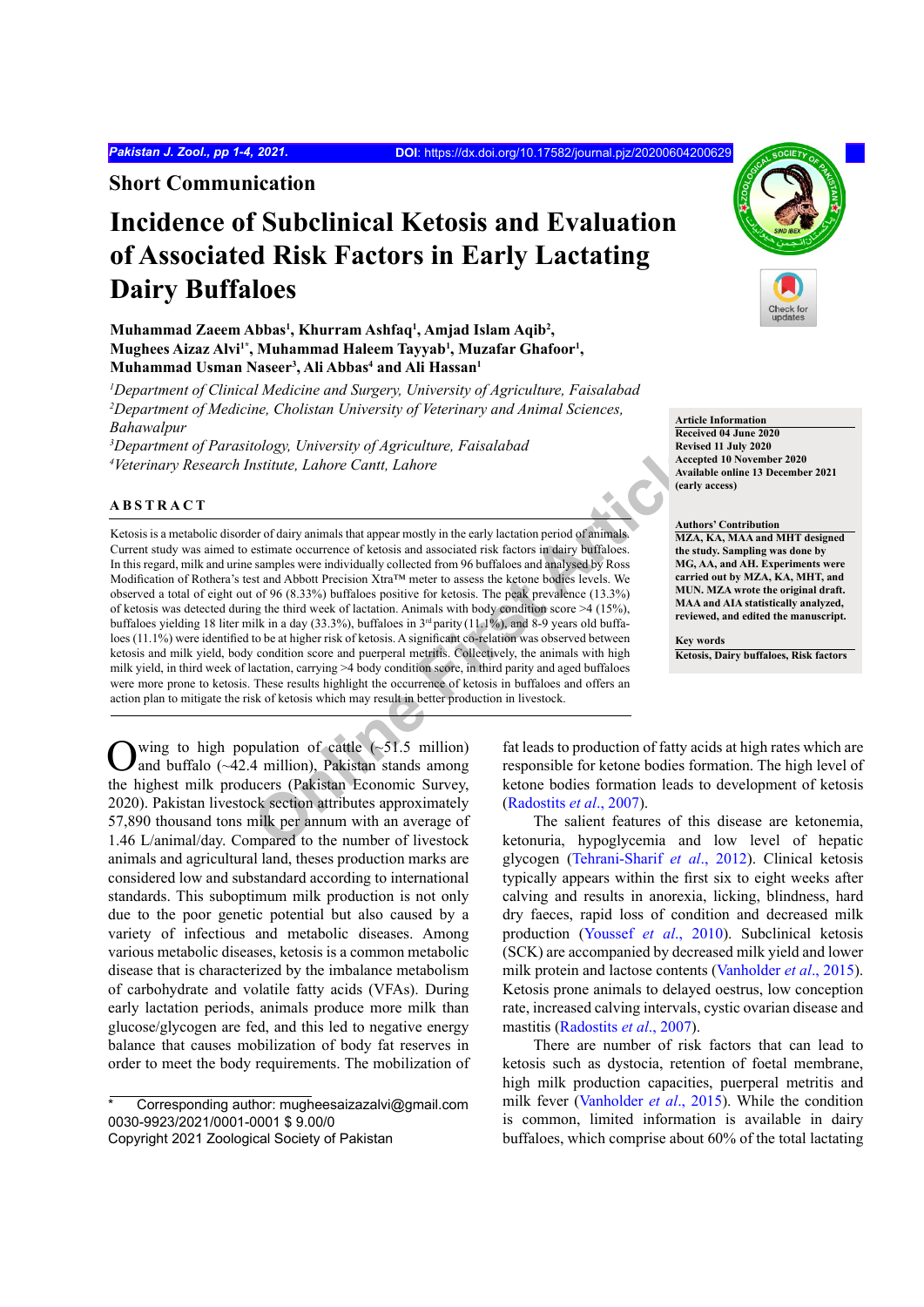Short Communication

# Incidence of Subclinical Ketosis and Evaluation of Associated Risk Factors in Early Lactating Dairy Buffaloes

**Muhammad Zaeem Abbas[1], Khurram Ashfaq[1], Amjad Islam Aqib[2], Mughees Aizaz Alvi[1*], Muhammad Haleem Tayyab[1], Muzafar Ghafoor[1], Muhammad Usman Naseer[3], Ali Abbas[4] and Ali Hassan[1]**

[1]*Department of Clinical Medicine and Surgery, University of Agriculture, Faisalabad*
[2]*Department of Medicine, Cholistan University of Veterinary and Animal Sciences, Bahawalpur*
[3]*Department of Parasitology, University of Agriculture, Faisalabad*
[4]*Veterinary Research Institute, Lahore Cantt, Lahore*

**Article Information**
**Received 04 June 2020**
**Revised 11 July 2020**
**Accepted 10 November 2020**
**Available online 13 December 2021 (early access)**

**Authors' Contribution**
**MZA, KA, MAA and MHT designed the study. Sampling was done by MG, AA, and AH. Experiments were carried out by MZA, KA, MHT, and MUN. MZA wrote the original draft. MAA and AIA statistically analyzed, reviewed, and edited the manuscript.**

**Key words**
**Ketosis, Dairy buffaloes, Risk factors**

## ABSTRACT

Ketosis is a metabolic disorder of dairy animals that appear mostly in the early lactation period of animals. Current study was aimed to estimate occurrence of ketosis and associated risk factors in dairy buffaloes. In this regard, milk and urine samples were individually collected from 96 buffaloes and analysed by Ross Modification of Rothera's test and Abbott Precision Xtra™ meter to assess the ketone bodies levels. We observed a total of eight out of 96 (8.33%) buffaloes positive for ketosis. The peak prevalence (13.3%) of ketosis was detected during the third week of lactation. Animals with body condition score >4 (15%), buffaloes yielding 18 liter milk in a day (33.3%), buffaloes in 3[rd] parity (11.1%), and 8-9 years old buffaloes (11.1%) were identified to be at higher risk of ketosis. A significant co-relation was observed between ketosis and milk yield, body condition score and puerperal metritis. Collectively, the animals with high milk yield, in third week of lactation, carrying >4 body condition score, in third parity and aged buffaloes were more prone to ketosis. These results highlight the occurrence of ketosis in buffaloes and offers an action plan to mitigate the risk of ketosis which may result in better production in livestock.

Owing to high population of cattle (~51.5 million) and buffalo (~42.4 million), Pakistan stands among the highest milk producers (Pakistan Economic Survey, 2020). Pakistan livestock section attributes approximately 57,890 thousand tons milk per annum with an average of 1.46 L/animal/day. Compared to the number of livestock animals and agricultural land, theses production marks are considered low and substandard according to international standards. This suboptimum milk production is not only due to the poor genetic potential but also caused by a variety of infectious and metabolic diseases. Among various metabolic diseases, ketosis is a common metabolic disease that is characterized by the imbalance metabolism of carbohydrate and volatile fatty acids (VFAs). During early lactation periods, animals produce more milk than glucose/glycogen are fed, and this led to negative energy balance that causes mobilization of body fat reserves in order to meet the body requirements. The mobilization of fat leads to production of fatty acids at high rates which are responsible for ketone bodies formation. The high level of ketone bodies formation leads to development of ketosis (Radostits *et al*., 2007).

The salient features of this disease are ketonemia, ketonuria, hypoglycemia and low level of hepatic glycogen (Tehrani-Sharif *et al*., 2012). Clinical ketosis typically appears within the first six to eight weeks after calving and results in anorexia, licking, blindness, hard dry faeces, rapid loss of condition and decreased milk production (Youssef *et al*., 2010). Subclinical ketosis (SCK) are accompanied by decreased milk yield and lower milk protein and lactose contents (Vanholder *et al*., 2015). Ketosis prone animals to delayed oestrus, low conception rate, increased calving intervals, cystic ovarian disease and mastitis (Radostits *et al*., 2007).

There are number of risk factors that can lead to ketosis such as dystocia, retention of foetal membrane, high milk production capacities, puerperal metritis and milk fever (Vanholder *et al*., 2015). While the condition is common, limited information is available in dairy buffaloes, which comprise about 60% of the total lactating

\* Corresponding author: mugheesaizazalvi@gmail.com
0030-9923/2021/0001-0001 $ 9.00/0
Copyright 2021 Zoological Society of Pakistan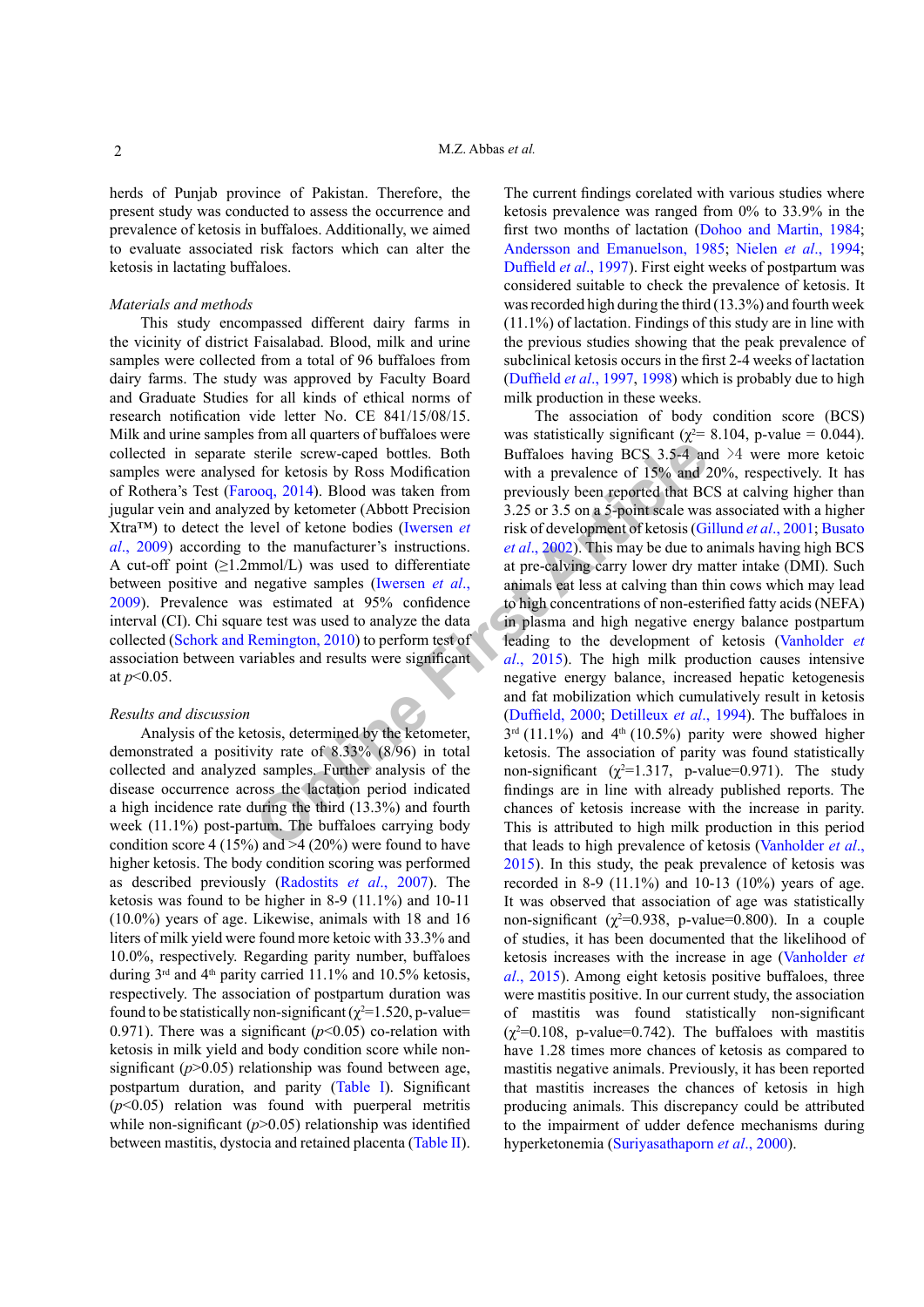herds of Punjab province of Pakistan. Therefore, the present study was conducted to assess the occurrence and prevalence of ketosis in buffaloes. Additionally, we aimed to evaluate associated risk factors which can alter the ketosis in lactating buffaloes.

*Materials and methods*

This study encompassed different dairy farms in the vicinity of district Faisalabad. Blood, milk and urine samples were collected from a total of 96 buffaloes from dairy farms. The study was approved by Faculty Board and Graduate Studies for all kinds of ethical norms of research notification vide letter No. CE 841/15/08/15. Milk and urine samples from all quarters of buffaloes were collected in separate sterile screw-caped bottles. Both samples were analysed for ketosis by Ross Modification of Rothera's Test (Farooq, 2014). Blood was taken from jugular vein and analyzed by ketometer (Abbott Precision Xtra™) to detect the level of ketone bodies (Iwersen *et al*., 2009) according to the manufacturer's instructions. A cut-off point (≥1.2mmol/L) was used to differentiate between positive and negative samples (Iwersen *et al*., 2009). Prevalence was estimated at 95% confidence interval (CI). Chi square test was used to analyze the data collected (Schork and Remington, 2010) to perform test of association between variables and results were significant at $p<0.05$.

*Results and discussion*

Analysis of the ketosis, determined by the ketometer, demonstrated a positivity rate of 8.33% (8/96) in total collected and analyzed samples. Further analysis of the disease occurrence across the lactation period indicated a high incidence rate during the third (13.3%) and fourth week (11.1%) post-partum. The buffaloes carrying body condition score 4 (15%) and >4 (20%) were found to have higher ketosis. The body condition scoring was performed as described previously (Radostits *et al*., 2007). The ketosis was found to be higher in 8-9 (11.1%) and 10-11 (10.0%) years of age. Likewise, animals with 18 and 16 liters of milk yield were found more ketoic with 33.3% and 10.0%, respectively. Regarding parity number, buffaloes during 3rd and 4th parity carried 11.1% and 10.5% ketosis, respectively. The association of postpartum duration was found to be statistically non-significant ($\chi^2$=1.520, p-value= 0.971). There was a significant ($p<0.05$) co-relation with ketosis in milk yield and body condition score while non-significant ($p>0.05$) relationship was found between age, postpartum duration, and parity (Table I). Significant ($p<0.05$) relation was found with puerperal metritis while non-significant ($p>0.05$) relationship was identified between mastitis, dystocia and retained placenta (Table II).

The current findings corelated with various studies where ketosis prevalence was ranged from 0% to 33.9% in the first two months of lactation (Dohoo and Martin, 1984; Andersson and Emanuelson, 1985; Nielen *et al*., 1994; Duffield *et al*., 1997). First eight weeks of postpartum was considered suitable to check the prevalence of ketosis. It was recorded high during the third (13.3%) and fourth week (11.1%) of lactation. Findings of this study are in line with the previous studies showing that the peak prevalence of subclinical ketosis occurs in the first 2-4 weeks of lactation (Duffield *et al*., 1997, 1998) which is probably due to high milk production in these weeks.

The association of body condition score (BCS) was statistically significant ($\chi^2$= 8.104, p-value = 0.044). Buffaloes having BCS 3.5-4 and >4 were more ketoic with a prevalence of 15% and 20%, respectively. It has previously been reported that BCS at calving higher than 3.25 or 3.5 on a 5-point scale was associated with a higher risk of development of ketosis (Gillund *et al*., 2001; Busato *et al*., 2002). This may be due to animals having high BCS at pre-calving carry lower dry matter intake (DMI). Such animals eat less at calving than thin cows which may lead to high concentrations of non-esterified fatty acids (NEFA) in plasma and high negative energy balance postpartum leading to the development of ketosis (Vanholder *et al*., 2015). The high milk production causes intensive negative energy balance, increased hepatic ketogenesis and fat mobilization which cumulatively result in ketosis (Duffield, 2000; Detilleux *et al*., 1994). The buffaloes in 3rd (11.1%) and 4th (10.5%) parity were showed higher ketosis. The association of parity was found statistically non-significant ($\chi^2$=1.317, p-value=0.971). The study findings are in line with already published reports. The chances of ketosis increase with the increase in parity. This is attributed to high milk production in this period that leads to high prevalence of ketosis (Vanholder *et al*., 2015). In this study, the peak prevalence of ketosis was recorded in 8-9 (11.1%) and 10-13 (10%) years of age. It was observed that association of age was statistically non-significant ($\chi^2$=0.938, p-value=0.800). In a couple of studies, it has been documented that the likelihood of ketosis increases with the increase in age (Vanholder *et al*., 2015). Among eight ketosis positive buffaloes, three were mastitis positive. In our current study, the association of mastitis was found statistically non-significant ($\chi^2$=0.108, p-value=0.742). The buffaloes with mastitis have 1.28 times more chances of ketosis as compared to mastitis negative animals. Previously, it has been reported that mastitis increases the chances of ketosis in high producing animals. This discrepancy could be attributed to the impairment of udder defence mechanisms during hyperketonemia (Suriyasathaporn *et al*., 2000).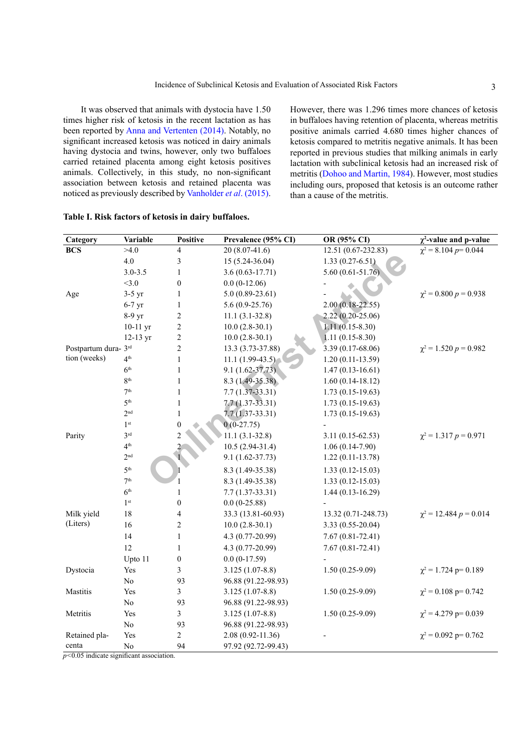It was observed that animals with dystocia have 1.50 times higher risk of ketosis in the recent lactation as has been reported by Anna and Vertenten (2014). Notably, no significant increased ketosis was noticed in dairy animals having dystocia and twins, however, only two buffaloes carried retained placenta among eight ketosis positives animals. Collectively, in this study, no non-significant association between ketosis and retained placenta was noticed as previously described by Vanholder *et al*. (2015). However, there was 1.296 times more chances of ketosis in buffaloes having retention of placenta, whereas metritis positive animals carried 4.680 times higher chances of ketosis compared to metritis negative animals. It has been reported in previous studies that milking animals in early lactation with subclinical ketosis had an increased risk of metritis (Dohoo and Martin, 1984). However, most studies including ours, proposed that ketosis is an outcome rather than a cause of the metritis.

**Table I. Risk factors of ketosis in dairy buffaloes.**

| Category | Variable | Positive | Prevalence (95% CI) | OR (95% CI) | $\chi^2$-value and p-value |
|---|---|---|---|---|---|
| BCS | >4.0 | 4 | 20 (8.07-41.6) | 12.51 (0.67-232.83) | $\chi^2$ = 8.104 $p$= 0.044 |
| | 4.0 | 3 | 15 (5.24-36.04) | 1.33 (0.27-6.51) | |
| | 3.0-3.5 | 1 | 3.6 (0.63-17.71) | 5.60 (0.61-51.76) | |
| | <3.0 | 0 | 0.0 (0-12.06) | - | |
| Age | 3-5 yr | 1 | 5.0 (0.89-23.61) | - | $\chi^2$ = 0.800 $p$ = 0.938 |
| | 6-7 yr | 1 | 5.6 (0.9-25.76) | 2.00 (0.18-22.55) | |
| | 8-9 yr | 2 | 11.1 (3.1-32.8) | 2.22 (0.20-25.06) | |
| | 10-11 yr | 2 | 10.0 (2.8-30.1) | 1.11 (0.15-8.30) | |
| | 12-13 yr | 2 | 10.0 (2.8-30.1) | 1.11 (0.15-8.30) | |
| Postpartum duration (weeks) | 3rd | 2 | 13.3 (3.73-37.88) | 3.39 (0.17-68.06) | $\chi^2$ = 1.520 $p$ = 0.982 |
| | 4th | 1 | 11.1 (1.99-43.5) | 1.20 (0.11-13.59) | |
| | 6th | 1 | 9.1 (1.62-37.73) | 1.47 (0.13-16.61) | |
| | 8th | 1 | 8.3 (1.49-35.38) | 1.60 (0.14-18.12) | |
| | 7th | 1 | 7.7 (1.37-33.31) | 1.73 (0.15-19.63) | |
| | 5th | 1 | 7.7 (1.37-33.31) | 1.73 (0.15-19.63) | |
| | 2nd | 1 | 7.7 (1.37-33.31) | 1.73 (0.15-19.63) | |
| | 1st | 0 | 0 (0-27.75) | - | |
| Parity | 3rd | 2 | 11.1 (3.1-32.8) | 3.11 (0.15-62.53) | $\chi^2$ = 1.317 $p$ = 0.971 |
| | 4th | 2 | 10.5 (2.94-31.4) | 1.06 (0.14-7.90) | |
| | 2nd | 1 | 9.1 (1.62-37.73) | 1.22 (0.11-13.78) | |
| | 5th | 1 | 8.3 (1.49-35.38) | 1.33 (0.12-15.03) | |
| | 7th | 1 | 8.3 (1.49-35.38) | 1.33 (0.12-15.03) | |
| | 6th | 1 | 7.7 (1.37-33.31) | 1.44 (0.13-16.29) | |
| | 1st | 0 | 0.0 (0-25.88) | - | |
| Milk yield (Liters) | 18 | 4 | 33.3 (13.81-60.93) | 13.32 (0.71-248.73) | $\chi^2$ = 12.484 $p$ = 0.014 |
| | 16 | 2 | 10.0 (2.8-30.1) | 3.33 (0.55-20.04) | |
| | 14 | 1 | 4.3 (0.77-20.99) | 7.67 (0.81-72.41) | |
| | 12 | 1 | 4.3 (0.77-20.99) | 7.67 (0.81-72.41) | |
| | Upto 11 | 0 | 0.0 (0-17.59) | - | |
| Dystocia | Yes | 3 | 3.125 (1.07-8.8) | 1.50 (0.25-9.09) | $\chi^2$ = 1.724 p= 0.189 |
| | No | 93 | 96.88 (91.22-98.93) | | |
| Mastitis | Yes | 3 | 3.125 (1.07-8.8) | 1.50 (0.25-9.09) | $\chi^2$ = 0.108 p= 0.742 |
| | No | 93 | 96.88 (91.22-98.93) | | |
| Metritis | Yes | 3 | 3.125 (1.07-8.8) | 1.50 (0.25-9.09) | $\chi^2$ = 4.279 p= 0.039 |
| | No | 93 | 96.88 (91.22-98.93) | | |
| Retained placenta | Yes | 2 | 2.08 (0.92-11.36) | - | $\chi^2$ = 0.092 p= 0.762 |
| | No | 94 | 97.92 (92.72-99.43) | | |

$p$<0.05 indicate significant association.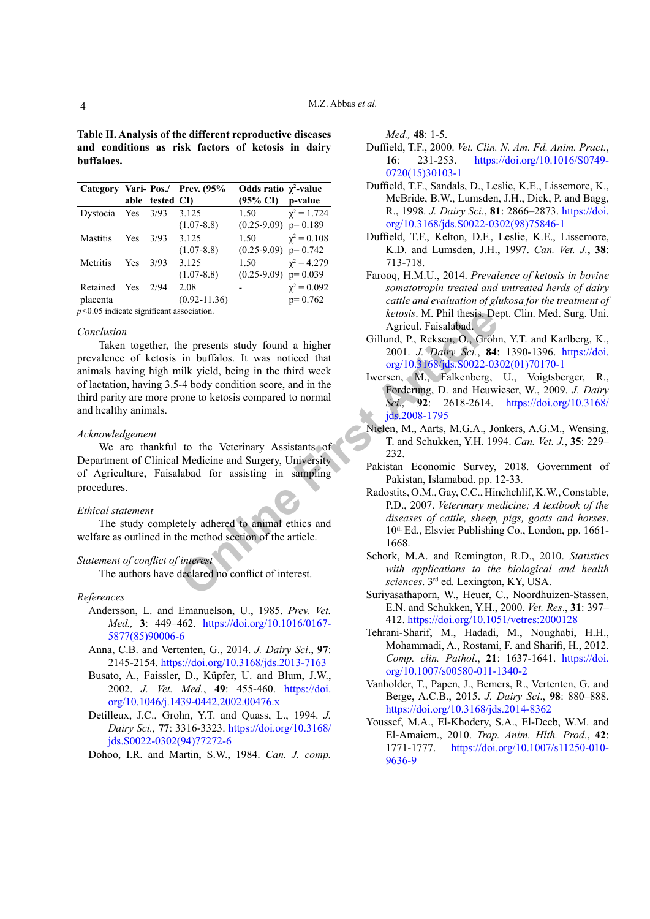**Table II. Analysis of the different reproductive diseases and conditions as risk factors of ketosis in dairy buffaloes.**

| Category | Vari-able | Pos./ tested | Prev. (95% CI) | Odds ratio (95% CI) | $\chi^2$-value p-value |
|---|---|---|---|---|---|
| Dystocia | Yes | 3/93 | 3.125 (1.07-8.8) | 1.50 (0.25-9.09) | $\chi^2 = 1.724$ p= 0.189 |
| Mastitis | Yes | 3/93 | 3.125 (1.07-8.8) | 1.50 (0.25-9.09) | $\chi^2 = 0.108$ p= 0.742 |
| Metritis | Yes | 3/93 | 3.125 (1.07-8.8) | 1.50 (0.25-9.09) | $\chi^2 = 4.279$ p= 0.039 |
| Retained placenta | Yes | 2/94 | 2.08 (0.92-11.36) | - | $\chi^2 = 0.092$ p= 0.762 |

$p<0.05$ indicate significant association.

*Conclusion*

Taken together, the presents study found a higher prevalence of ketosis in buffalos. It was noticed that animals having high milk yield, being in the third week of lactation, having 3.5-4 body condition score, and in the third parity are more prone to ketosis compared to normal and healthy animals.

*Acknowledgement*

We are thankful to the Veterinary Assistants of Department of Clinical Medicine and Surgery, University of Agriculture, Faisalabad for assisting in sampling procedures.

*Ethical statement*

The study completely adhered to animal ethics and welfare as outlined in the method section of the article.

*Statement of conflict of interest*

The authors have declared no conflict of interest.

*References*

Andersson, L. and Emanuelson, U., 1985. *Prev. Vet. Med.,* **3**: 449–462. https://doi.org/10.1016/0167-5877(85)90006-6

Anna, C.B. and Vertenten, G., 2014. *J. Dairy Sci*., **97**: 2145-2154. https://doi.org/10.3168/jds.2013-7163

Busato, A., Faissler, D., Küpfer, U. and Blum, J.W., 2002. *J. Vet. Med.*, **49**: 455-460. https://doi.org/10.1046/j.1439-0442.2002.00476.x

Detilleux, J.C., Grohn, Y.T. and Quass, L., 1994. *J. Dairy Sci.,* **77**: 3316-3323. https://doi.org/10.3168/jds.S0022-0302(94)77272-6

Dohoo, I.R. and Martin, S.W., 1984. *Can. J. comp. Med.,* **48**: 1-5.

Duffield, T.F., 2000. *Vet. Clin. N. Am. Fd. Anim. Pract.*, **16**: 231-253. https://doi.org/10.1016/S0749-0720(15)30103-1

Duffield, T.F., Sandals, D., Leslie, K.E., Lissemore, K., McBride, B.W., Lumsden, J.H., Dick, P. and Bagg, R., 1998. *J. Dairy Sci.*, **81**: 2866–2873. https://doi.org/10.3168/jds.S0022-0302(98)75846-1

Duffield, T.F., Kelton, D.F., Leslie, K.E., Lissemore, K.D. and Lumsden, J.H., 1997. *Can. Vet. J.*, **38**: 713-718.

Farooq, H.M.U., 2014. *Prevalence of ketosis in bovine somatotropin treated and untreated herds of dairy cattle and evaluation of glukosa for the treatment of ketosis*. M. Phil thesis. Dept. Clin. Med. Surg. Uni. Agricul. Faisalabad.

Gillund, P., Reksen, O., Gröhn, Y.T. and Karlberg, K., 2001. *J. Dairy Sci.*, **84**: 1390-1396. https://doi.org/10.3168/jds.S0022-0302(01)70170-1

Iwersen, M., Falkenberg, U., Voigtsberger, R., Forderung, D. and Heuwieser, W., 2009. *J. Dairy Sci.*, **92**: 2618-2614. https://doi.org/10.3168/jds.2008-1795

Nielen, M., Aarts, M.G.A., Jonkers, A.G.M., Wensing, T. and Schukken, Y.H. 1994. *Can. Vet. J.*, **35**: 229–232.

Pakistan Economic Survey, 2018. Government of Pakistan, Islamabad. pp. 12-33.

Radostits, O.M., Gay, C.C., Hinchchlif, K.W., Constable, P.D., 2007. *Veterinary medicine; A textbook of the diseases of cattle, sheep, pigs, goats and horses*. 10th Ed., Elsvier Publishing Co., London, pp. 1661-1668.

Schork, M.A. and Remington, R.D., 2010. *Statistics with applications to the biological and health sciences*. 3rd ed. Lexington, KY, USA.

Suriyasathaporn, W., Heuer, C., Noordhuizen-Stassen, E.N. and Schukken, Y.H., 2000. *Vet. Res*., **31**: 397–412. https://doi.org/10.1051/vetres:2000128

Tehrani-Sharif, M., Hadadi, M., Noughabi, H.H., Mohammadi, A., Rostami, F. and Sharifi, H., 2012. *Comp. clin. Pathol*., **21**: 1637-1641. https://doi.org/10.1007/s00580-011-1340-2

Vanholder, T., Papen, J., Bemers, R., Vertenten, G. and Berge, A.C.B., 2015. *J. Dairy Sci*., **98**: 880–888. https://doi.org/10.3168/jds.2014-8362

Youssef, M.A., El-Khodery, S.A., El-Deeb, W.M. and El-Amaiem., 2010. *Trop. Anim. Hlth. Prod*., **42**: 1771-1777. https://doi.org/10.1007/s11250-010-9636-9